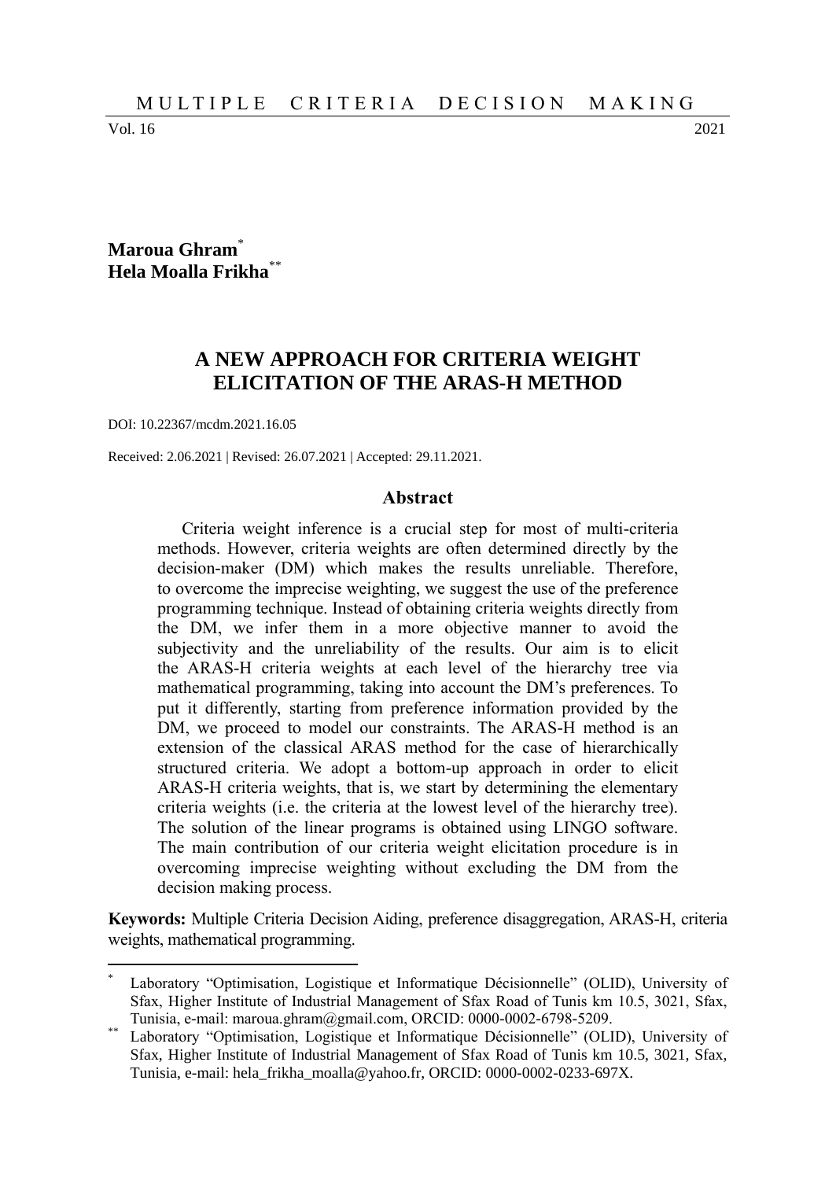**Maroua Ghram**[*]
**Hela Moalla Frikha**[**]

# A NEW APPROACH FOR CRITERIA WEIGHT ELICITATION OF THE ARAS-H METHOD

DOI: 10.22367/mcdm.2021.16.05

Received: 2.06.2021 | Revised: 26.07.2021 | Accepted: 29.11.2021.

## Abstract

Criteria weight inference is a crucial step for most of multi-criteria methods. However, criteria weights are often determined directly by the decision-maker (DM) which makes the results unreliable. Therefore, to overcome the imprecise weighting, we suggest the use of the preference programming technique. Instead of obtaining criteria weights directly from the DM, we infer them in a more objective manner to avoid the subjectivity and the unreliability of the results. Our aim is to elicit the ARAS-H criteria weights at each level of the hierarchy tree via mathematical programming, taking into account the DM's preferences. To put it differently, starting from preference information provided by the DM, we proceed to model our constraints. The ARAS-H method is an extension of the classical ARAS method for the case of hierarchically structured criteria. We adopt a bottom-up approach in order to elicit ARAS-H criteria weights, that is, we start by determining the elementary criteria weights (i.e. the criteria at the lowest level of the hierarchy tree). The solution of the linear programs is obtained using LINGO software. The main contribution of our criteria weight elicitation procedure is in overcoming imprecise weighting without excluding the DM from the decision making process.

**Keywords:** Multiple Criteria Decision Aiding, preference disaggregation, ARAS-H, criteria weights, mathematical programming.

---

[*] Laboratory "Optimisation, Logistique et Informatique Décisionnelle" (OLID), University of Sfax, Higher Institute of Industrial Management of Sfax Road of Tunis km 10.5, 3021, Sfax, Tunisia, e-mail: maroua.ghram@gmail.com, ORCID: 0000-0002-6798-5209.

[**] Laboratory "Optimisation, Logistique et Informatique Décisionnelle" (OLID), University of Sfax, Higher Institute of Industrial Management of Sfax Road of Tunis km 10.5, 3021, Sfax, Tunisia, e-mail: hela_frikha_moalla@yahoo.fr, ORCID: 0000-0002-0233-697X.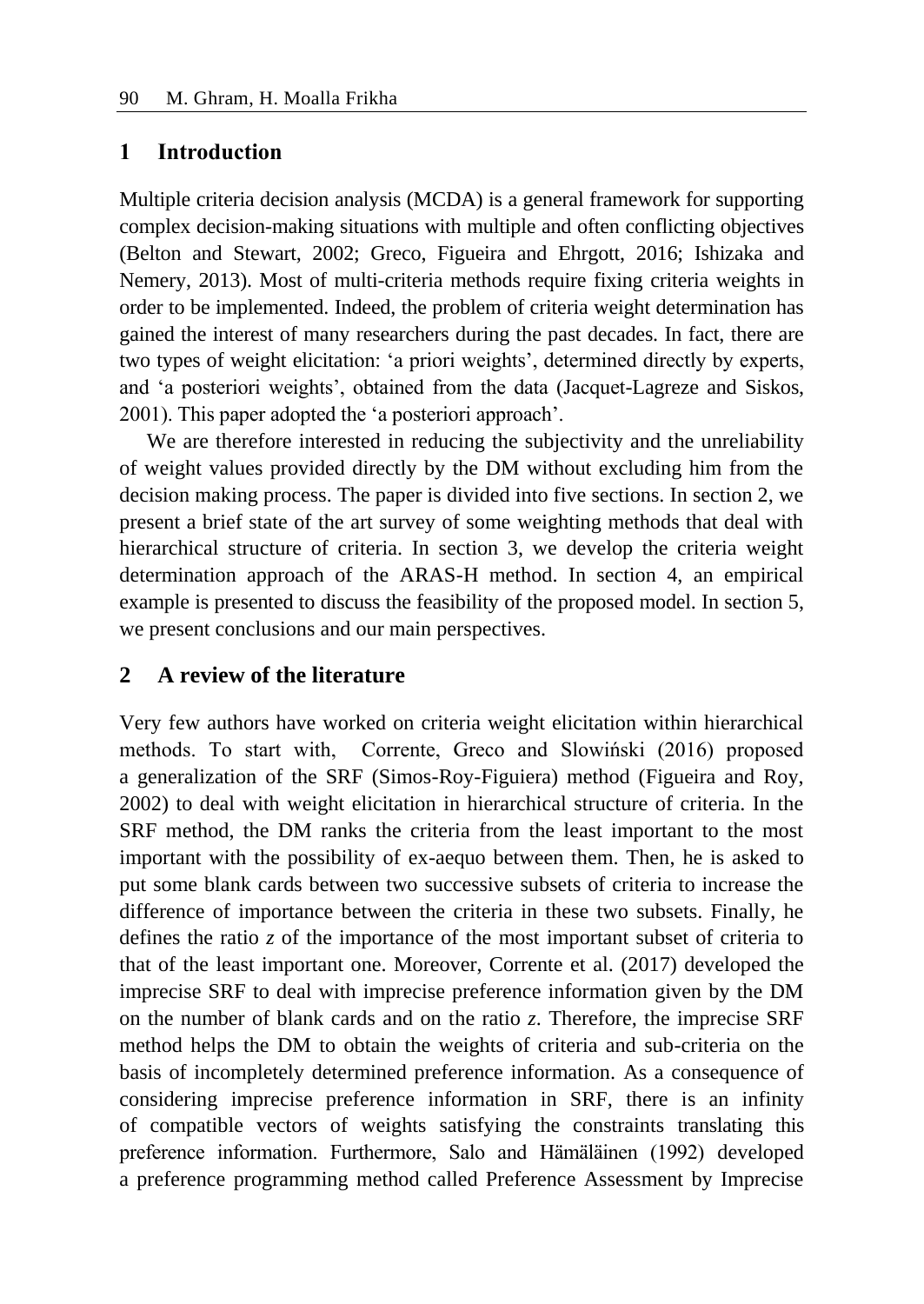## 1 Introduction

Multiple criteria decision analysis (MCDA) is a general framework for supporting complex decision-making situations with multiple and often conflicting objectives (Belton and Stewart, 2002; Greco, Figueira and Ehrgott, 2016; Ishizaka and Nemery, 2013). Most of multi-criteria methods require fixing criteria weights in order to be implemented. Indeed, the problem of criteria weight determination has gained the interest of many researchers during the past decades. In fact, there are two types of weight elicitation: 'a priori weights', determined directly by experts, and 'a posteriori weights', obtained from the data (Jacquet-Lagreze and Siskos, 2001). This paper adopted the 'a posteriori approach'.

We are therefore interested in reducing the subjectivity and the unreliability of weight values provided directly by the DM without excluding him from the decision making process. The paper is divided into five sections. In section 2, we present a brief state of the art survey of some weighting methods that deal with hierarchical structure of criteria. In section 3, we develop the criteria weight determination approach of the ARAS-H method. In section 4, an empirical example is presented to discuss the feasibility of the proposed model. In section 5, we present conclusions and our main perspectives.

## 2 A review of the literature

Very few authors have worked on criteria weight elicitation within hierarchical methods. To start with, Corrente, Greco and Słowiński (2016) proposed a generalization of the SRF (Simos-Roy-Figuiera) method (Figueira and Roy, 2002) to deal with weight elicitation in hierarchical structure of criteria. In the SRF method, the DM ranks the criteria from the least important to the most important with the possibility of ex-aequo between them. Then, he is asked to put some blank cards between two successive subsets of criteria to increase the difference of importance between the criteria in these two subsets. Finally, he defines the ratio $z$ of the importance of the most important subset of criteria to that of the least important one. Moreover, Corrente et al. (2017) developed the imprecise SRF to deal with imprecise preference information given by the DM on the number of blank cards and on the ratio $z$. Therefore, the imprecise SRF method helps the DM to obtain the weights of criteria and sub-criteria on the basis of incompletely determined preference information. As a consequence of considering imprecise preference information in SRF, there is an infinity of compatible vectors of weights satisfying the constraints translating this preference information. Furthermore, Salo and Hämäläinen (1992) developed a preference programming method called Preference Assessment by Imprecise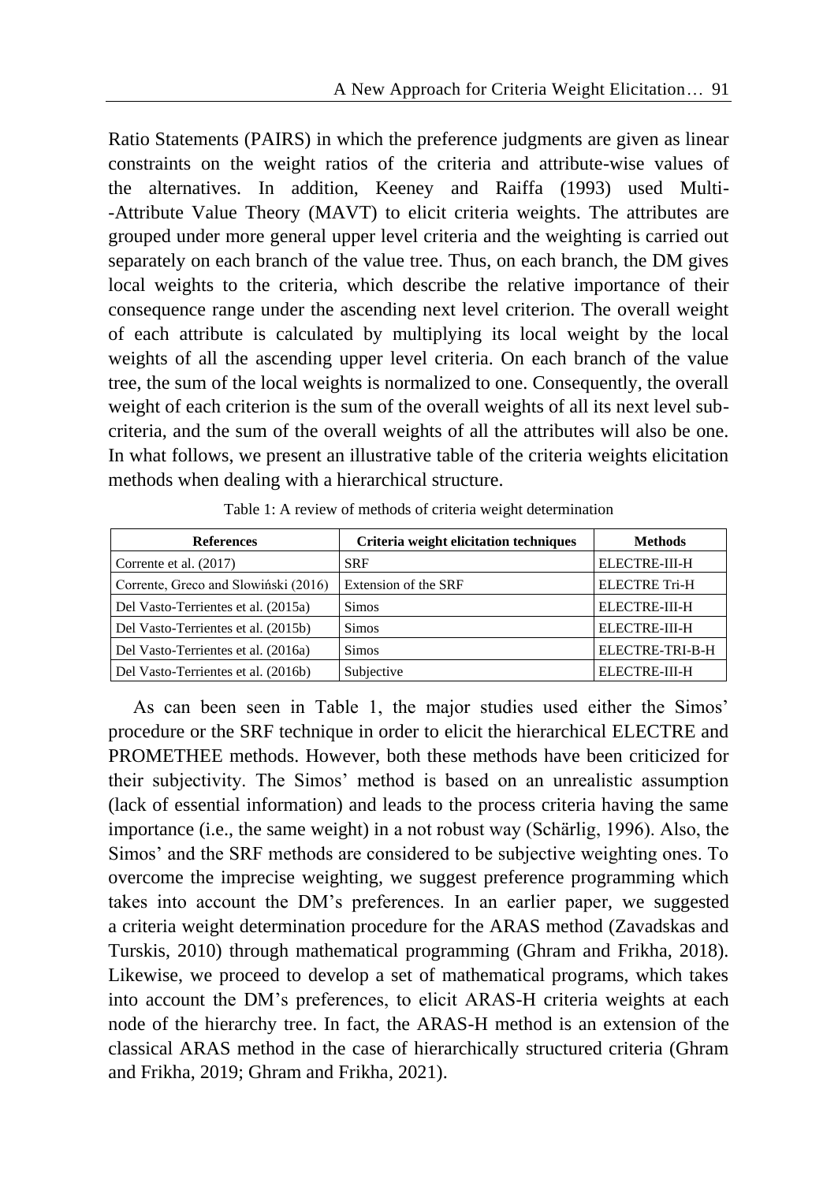Ratio Statements (PAIRS) in which the preference judgments are given as linear constraints on the weight ratios of the criteria and attribute-wise values of the alternatives. In addition, Keeney and Raiffa (1993) used Multi--Attribute Value Theory (MAVT) to elicit criteria weights. The attributes are grouped under more general upper level criteria and the weighting is carried out separately on each branch of the value tree. Thus, on each branch, the DM gives local weights to the criteria, which describe the relative importance of their consequence range under the ascending next level criterion. The overall weight of each attribute is calculated by multiplying its local weight by the local weights of all the ascending upper level criteria. On each branch of the value tree, the sum of the local weights is normalized to one. Consequently, the overall weight of each criterion is the sum of the overall weights of all its next level sub-criteria, and the sum of the overall weights of all the attributes will also be one. In what follows, we present an illustrative table of the criteria weights elicitation methods when dealing with a hierarchical structure.

Table 1: A review of methods of criteria weight determination

| References | Criteria weight elicitation techniques | Methods |
|---|---|---|
| Corrente et al. (2017) | SRF | ELECTRE-III-H |
| Corrente, Greco and Słowiński (2016) | Extension of the SRF | ELECTRE Tri-H |
| Del Vasto-Terrientes et al. (2015a) | Simos | ELECTRE-III-H |
| Del Vasto-Terrientes et al. (2015b) | Simos | ELECTRE-III-H |
| Del Vasto-Terrientes et al. (2016a) | Simos | ELECTRE-TRI-B-H |
| Del Vasto-Terrientes et al. (2016b) | Subjective | ELECTRE-III-H |

As can been seen in Table 1, the major studies used either the Simos' procedure or the SRF technique in order to elicit the hierarchical ELECTRE and PROMETHEE methods. However, both these methods have been criticized for their subjectivity. The Simos' method is based on an unrealistic assumption (lack of essential information) and leads to the process criteria having the same importance (i.e., the same weight) in a not robust way (Schärlig, 1996). Also, the Simos' and the SRF methods are considered to be subjective weighting ones. To overcome the imprecise weighting, we suggest preference programming which takes into account the DM's preferences. In an earlier paper, we suggested a criteria weight determination procedure for the ARAS method (Zavadskas and Turskis, 2010) through mathematical programming (Ghram and Frikha, 2018). Likewise, we proceed to develop a set of mathematical programs, which takes into account the DM's preferences, to elicit ARAS-H criteria weights at each node of the hierarchy tree. In fact, the ARAS-H method is an extension of the classical ARAS method in the case of hierarchically structured criteria (Ghram and Frikha, 2019; Ghram and Frikha, 2021).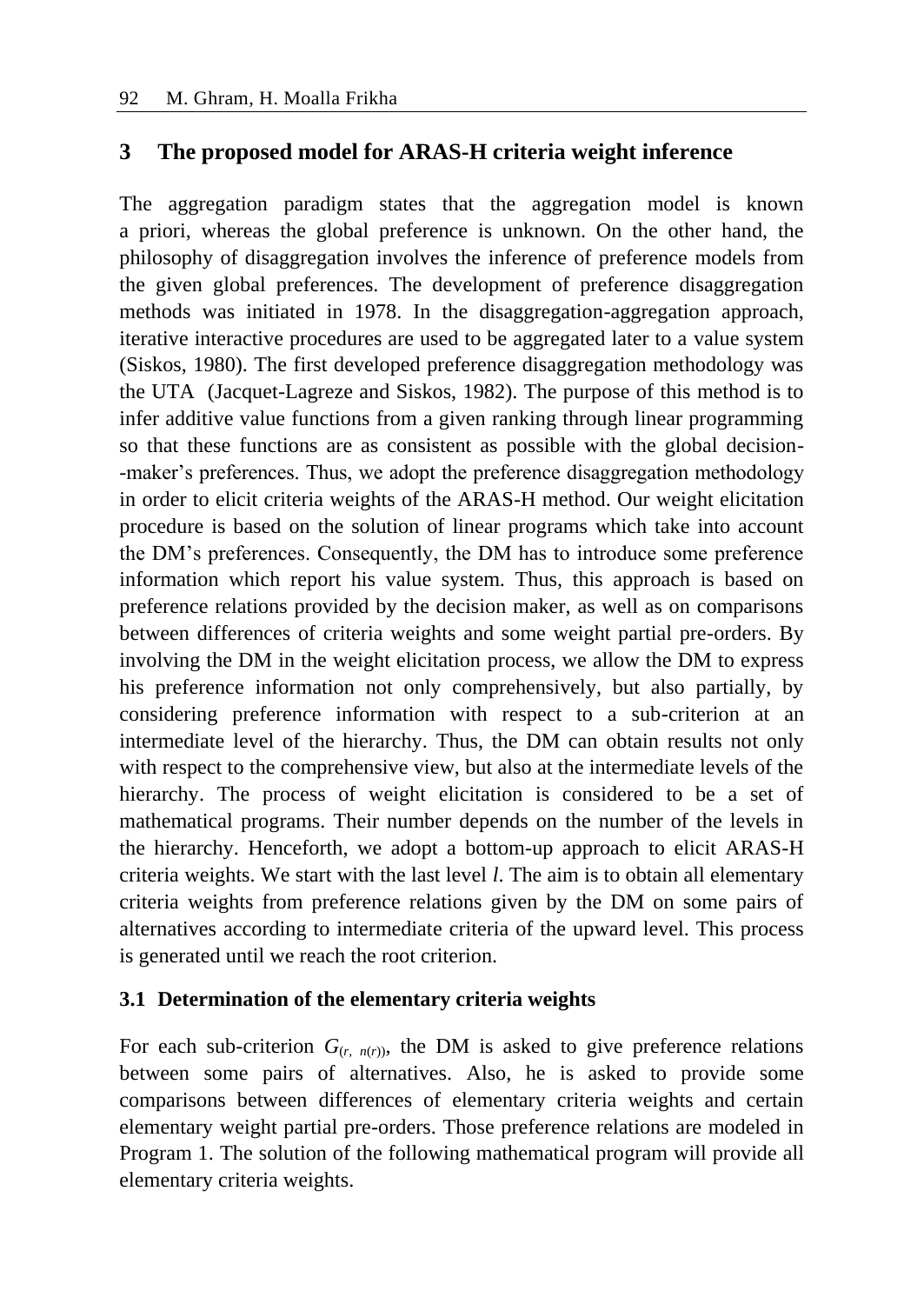## 3 The proposed model for ARAS-H criteria weight inference

The aggregation paradigm states that the aggregation model is known a priori, whereas the global preference is unknown. On the other hand, the philosophy of disaggregation involves the inference of preference models from the given global preferences. The development of preference disaggregation methods was initiated in 1978. In the disaggregation-aggregation approach, iterative interactive procedures are used to be aggregated later to a value system (Siskos, 1980). The first developed preference disaggregation methodology was the UTA (Jacquet-Lagreze and Siskos, 1982). The purpose of this method is to infer additive value functions from a given ranking through linear programming so that these functions are as consistent as possible with the global decision--maker's preferences. Thus, we adopt the preference disaggregation methodology in order to elicit criteria weights of the ARAS-H method. Our weight elicitation procedure is based on the solution of linear programs which take into account the DM's preferences. Consequently, the DM has to introduce some preference information which report his value system. Thus, this approach is based on preference relations provided by the decision maker, as well as on comparisons between differences of criteria weights and some weight partial pre-orders. By involving the DM in the weight elicitation process, we allow the DM to express his preference information not only comprehensively, but also partially, by considering preference information with respect to a sub-criterion at an intermediate level of the hierarchy. Thus, the DM can obtain results not only with respect to the comprehensive view, but also at the intermediate levels of the hierarchy. The process of weight elicitation is considered to be a set of mathematical programs. Their number depends on the number of the levels in the hierarchy. Henceforth, we adopt a bottom-up approach to elicit ARAS-H criteria weights. We start with the last level $l$. The aim is to obtain all elementary criteria weights from preference relations given by the DM on some pairs of alternatives according to intermediate criteria of the upward level. This process is generated until we reach the root criterion.

### 3.1 Determination of the elementary criteria weights

For each sub-criterion $G_{(r,\ n(r))}$, the DM is asked to give preference relations between some pairs of alternatives. Also, he is asked to provide some comparisons between differences of elementary criteria weights and certain elementary weight partial pre-orders. Those preference relations are modeled in Program 1. The solution of the following mathematical program will provide all elementary criteria weights.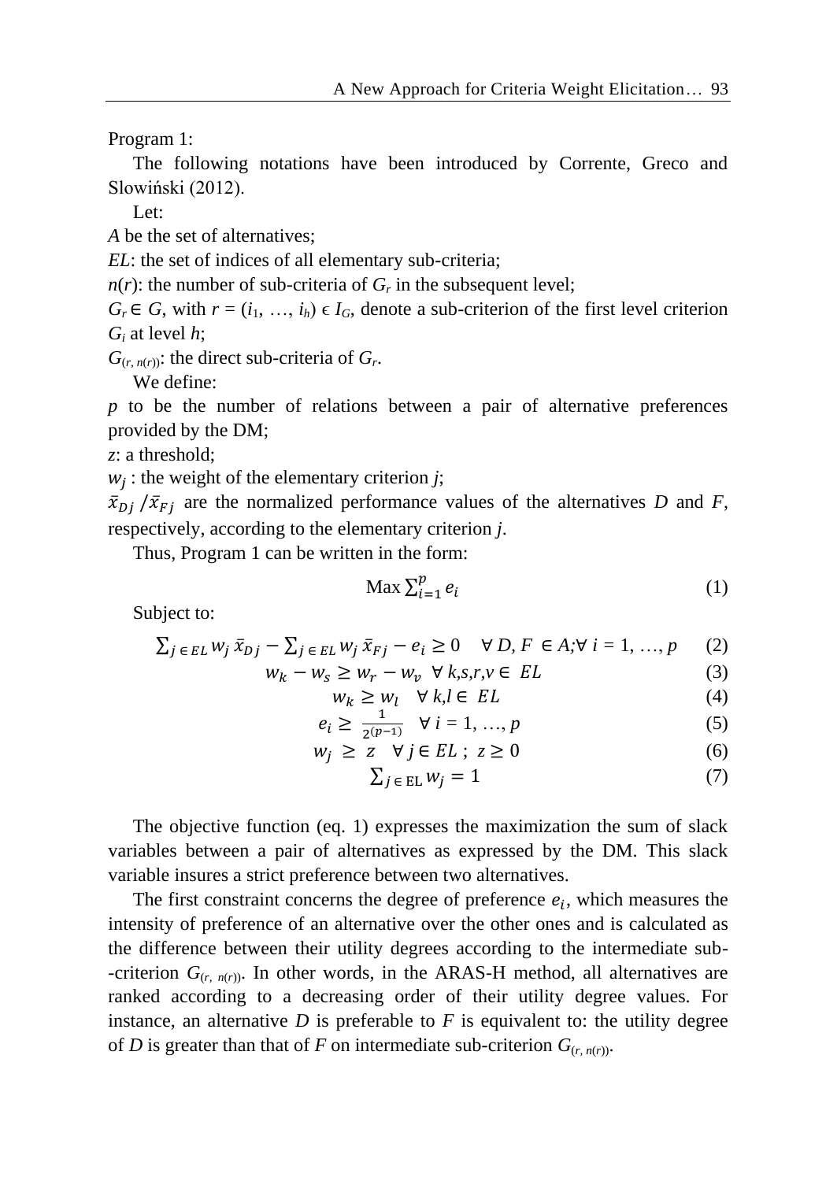Program 1:

The following notations have been introduced by Corrente, Greco and Słowiński (2012).

Let:

$A$ be the set of alternatives;

$EL$: the set of indices of all elementary sub-criteria;

$n(r)$: the number of sub-criteria of $G_r$ in the subsequent level;

$G_r \in G$, with $r = (i_1, \ldots, i_h) \in I_G$, denote a sub-criterion of the first level criterion $G_i$ at level $h$;

$G_{(r,\, n(r))}$: the direct sub-criteria of $G_r$.

We define:

$p$ to be the number of relations between a pair of alternative preferences provided by the DM;

$z$: a threshold;

$w_j$ : the weight of the elementary criterion $j$;

$\bar{x}_{Dj} / \bar{x}_{Fj}$ are the normalized performance values of the alternatives $D$ and $F$, respectively, according to the elementary criterion $j$.

Thus, Program 1 can be written in the form:

$$\text{Max} \sum_{i=1}^{p} e_i \tag{1}$$

Subject to:

$$\sum_{j \in EL} w_j \, \bar{x}_{Dj} - \sum_{j \in EL} w_j \, \bar{x}_{Fj} - e_i \geq 0 \quad \forall\, D, F \in A; \forall\, i = 1, \ldots, p \tag{2}$$

$$w_k - w_s \geq w_r - w_v \quad \forall\, k,s,r,v \in EL \tag{3}$$

$$w_k \geq w_l \quad \forall\, k,l \in EL \tag{4}$$

$$e_i \geq \frac{1}{2^{(p-1)}} \quad \forall\, i = 1, \ldots, p \tag{5}$$

$$w_j \geq z \quad \forall\, j \in EL\,;\; z \geq 0 \tag{6}$$

$$\sum_{j \in \text{EL}} w_j = 1 \tag{7}$$

The objective function (eq. 1) expresses the maximization the sum of slack variables between a pair of alternatives as expressed by the DM. This slack variable insures a strict preference between two alternatives.

The first constraint concerns the degree of preference $e_i$, which measures the intensity of preference of an alternative over the other ones and is calculated as the difference between their utility degrees according to the intermediate sub-criterion $G_{(r,\, n(r))}$. In other words, in the ARAS-H method, all alternatives are ranked according to a decreasing order of their utility degree values. For instance, an alternative $D$ is preferable to $F$ is equivalent to: the utility degree of $D$ is greater than that of $F$ on intermediate sub-criterion $G_{(r,\, n(r))}$.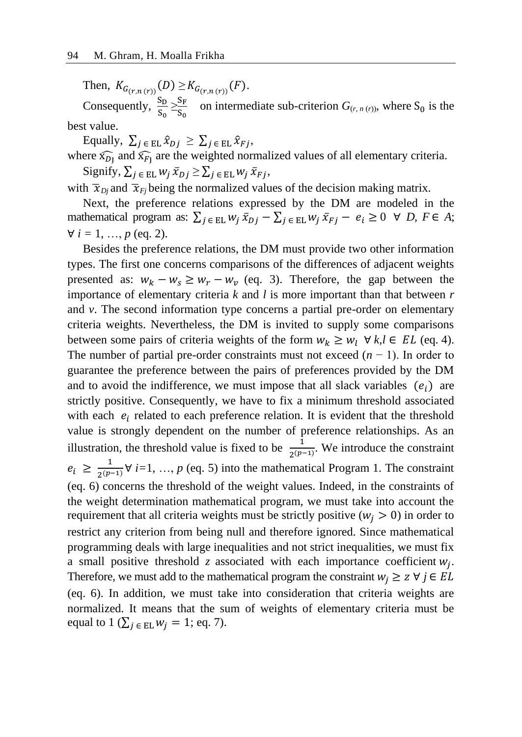Then, $K_{G_{(r,n\,(r))}}(D) \geq K_{G_{(r,n\,(r))}}(F)$.

Consequently, $\frac{S_D}{S_0} \geq \frac{S_F}{S_0}$ on intermediate sub-criterion $G_{(r,\,n\,(r))}$, where $S_0$ is the best value.

Equally, $\sum_{j\,\in\,\mathrm{EL}} \hat{x}_{Dj} \geq \sum_{j\,\in\,\mathrm{EL}} \hat{x}_{Fj}$,

where $\widehat{x_{Dj}}$ and $\widehat{x_{Fj}}$ are the weighted normalized values of all elementary criteria.

Signify, $\sum_{j\,\in\,\mathrm{EL}} w_j\,\bar{x}_{Dj} \geq \sum_{j\,\in\,\mathrm{EL}} w_j\,\bar{x}_{Fj}$,

with $\overline{x}_{Dj}$ and $\overline{x}_{Fj}$ being the normalized values of the decision making matrix.

Next, the preference relations expressed by the DM are modeled in the mathematical program as: $\sum_{j\,\in\,\mathrm{EL}} w_j\,\bar{x}_{Dj} - \sum_{j\,\in\,\mathrm{EL}} w_j\,\bar{x}_{Fj} - e_i \geq 0 \;\; \forall\; D, F \in A$; $\forall\; i = 1, \ldots, p$ (eq. 2).

Besides the preference relations, the DM must provide two other information types. The first one concerns comparisons of the differences of adjacent weights presented as: $w_k - w_s \geq w_r - w_v$ (eq. 3). Therefore, the gap between the importance of elementary criteria $k$ and $l$ is more important than that between $r$ and $v$. The second information type concerns a partial pre-order on elementary criteria weights. Nevertheless, the DM is invited to supply some comparisons between some pairs of criteria weights of the form $w_k \geq w_l \;\; \forall\, k,l \in EL$ (eq. 4). The number of partial pre-order constraints must not exceed $(n-1)$. In order to guarantee the preference between the pairs of preferences provided by the DM and to avoid the indifference, we must impose that all slack variables $(e_i)$ are strictly positive. Consequently, we have to fix a minimum threshold associated with each $e_i$ related to each preference relation. It is evident that the threshold value is strongly dependent on the number of preference relationships. As an illustration, the threshold value is fixed to be $\frac{1}{2^{(p-1)}}$. We introduce the constraint $e_i \geq \frac{1}{2^{(p-1)}} \forall\, i=1, \ldots, p$ (eq. 5) into the mathematical Program 1. The constraint (eq. 6) concerns the threshold of the weight values. Indeed, in the constraints of the weight determination mathematical program, we must take into account the requirement that all criteria weights must be strictly positive ($w_j > 0$) in order to restrict any criterion from being null and therefore ignored. Since mathematical programming deals with large inequalities and not strict inequalities, we must fix a small positive threshold $z$ associated with each importance coefficient $w_j$. Therefore, we must add to the mathematical program the constraint $w_j \geq z \;\forall\; j \in EL$ (eq. 6). In addition, we must take into consideration that criteria weights are normalized. It means that the sum of weights of elementary criteria must be equal to 1 ($\sum_{j\,\in\,\mathrm{EL}} w_j = 1$; eq. 7).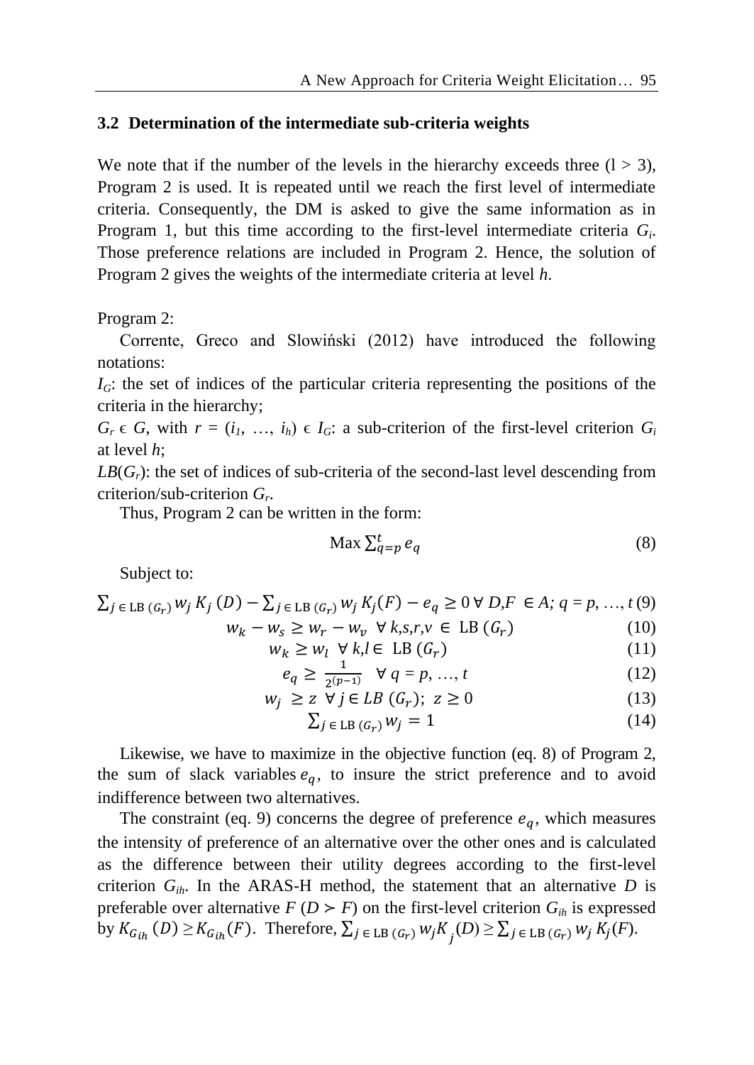### 3.2 Determination of the intermediate sub-criteria weights

We note that if the number of the levels in the hierarchy exceeds three ($l > 3$), Program 2 is used. It is repeated until we reach the first level of intermediate criteria. Consequently, the DM is asked to give the same information as in Program 1, but this time according to the first-level intermediate criteria $G_i$. Those preference relations are included in Program 2. Hence, the solution of Program 2 gives the weights of the intermediate criteria at level $h$.

Program 2:

Corrente, Greco and Słowiński (2012) have introduced the following notations:

$I_G$: the set of indices of the particular criteria representing the positions of the criteria in the hierarchy;

$G_r \in G$, with $r = (i_1, \ldots, i_h) \in I_G$: a sub-criterion of the first-level criterion $G_i$ at level $h$;

$LB(G_r)$: the set of indices of sub-criteria of the second-last level descending from criterion/sub-criterion $G_r$.

Thus, Program 2 can be written in the form:

$$\text{Max} \sum_{q=p}^{t} e_q \tag{8}$$

Subject to:

$$\sum_{j \in \text{LB}(G_r)} w_j K_j(D) - \sum_{j \in \text{LB}(G_r)} w_j K_j(F) - e_q \geq 0 \ \forall \ D,F \in A;\ q = p, \ldots, t \tag{9}$$

$$w_k - w_s \geq w_r - w_v \ \ \forall \ k,s,r,v \in \text{LB}(G_r) \tag{10}$$

$$w_k \geq w_l \ \ \forall \ k,l \in \text{LB}(G_r) \tag{11}$$

$$e_q \geq \frac{1}{2^{(p-1)}} \ \ \forall \ q = p, \ldots, t \tag{12}$$

$$w_j \geq z \ \ \forall \ j \in LB(G_r);\ z \geq 0 \tag{13}$$

$$\sum_{j \in \text{LB}(G_r)} w_j = 1 \tag{14}$$

Likewise, we have to maximize in the objective function (eq. 8) of Program 2, the sum of slack variables $e_q$, to insure the strict preference and to avoid indifference between two alternatives.

The constraint (eq. 9) concerns the degree of preference $e_q$, which measures the intensity of preference of an alternative over the other ones and is calculated as the difference between their utility degrees according to the first-level criterion $G_{ih}$. In the ARAS-H method, the statement that an alternative $D$ is preferable over alternative $F$ ($D \succ F$) on the first-level criterion $G_{ih}$ is expressed by $K_{G_{ih}}(D) \geq K_{G_{ih}}(F)$. Therefore, $\sum_{j \in \text{LB}(G_r)} w_j K_j(D) \geq \sum_{j \in \text{LB}(G_r)} w_j K_j(F)$.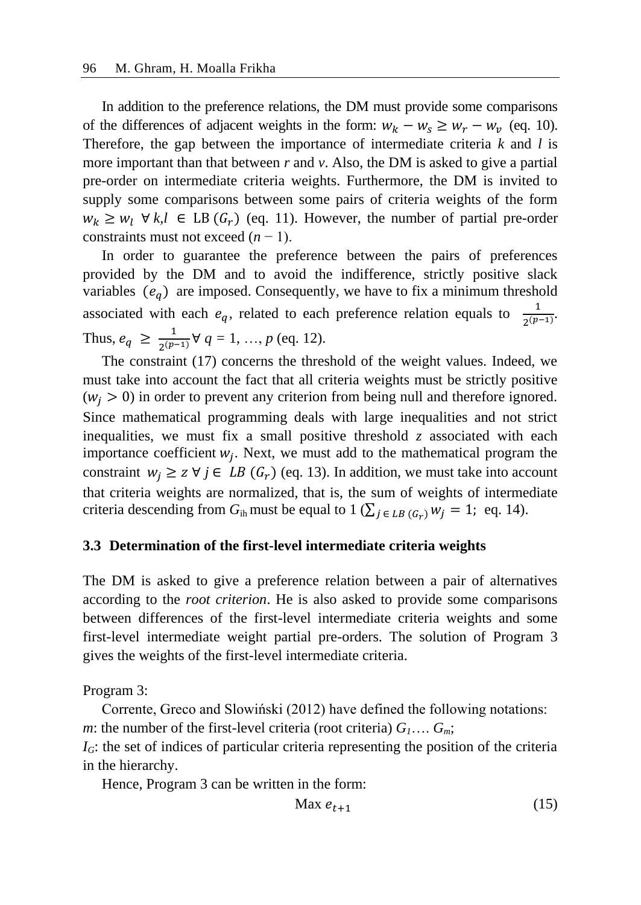In addition to the preference relations, the DM must provide some comparisons of the differences of adjacent weights in the form: $w_k - w_s \geq w_r - w_v$ (eq. 10). Therefore, the gap between the importance of intermediate criteria *k* and *l* is more important than that between *r* and *v*. Also, the DM is asked to give a partial pre-order on intermediate criteria weights. Furthermore, the DM is invited to supply some comparisons between some pairs of criteria weights of the form $w_k \geq w_l \;\; \forall\, k,l \;\in\; \text{LB}\,(G_r)$ (eq. 11). However, the number of partial pre-order constraints must not exceed $(n - 1)$.

In order to guarantee the preference between the pairs of preferences provided by the DM and to avoid the indifference, strictly positive slack variables $(e_q)$ are imposed. Consequently, we have to fix a minimum threshold associated with each $e_q$, related to each preference relation equals to $\frac{1}{2^{(p-1)}}$. Thus, $e_q \;\geq\; \frac{1}{2^{(p-1)}} \forall\; q = 1, \ldots, p$ (eq. 12).

The constraint (17) concerns the threshold of the weight values. Indeed, we must take into account the fact that all criteria weights must be strictly positive ($w_j > 0$) in order to prevent any criterion from being null and therefore ignored. Since mathematical programming deals with large inequalities and not strict inequalities, we must fix a small positive threshold *z* associated with each importance coefficient $w_j$. Next, we must add to the mathematical program the constraint $w_j \geq z \;\forall\; j \in\; LB\;(G_r)$ (eq. 13). In addition, we must take into account that criteria weights are normalized, that is, the sum of weights of intermediate criteria descending from $G_{ih}$ must be equal to 1 ($\sum_{j\,\in\,LB\,(G_r)} w_j = 1$; eq. 14).

### 3.3 Determination of the first-level intermediate criteria weights

The DM is asked to give a preference relation between a pair of alternatives according to the *root criterion*. He is also asked to provide some comparisons between differences of the first-level intermediate criteria weights and some first-level intermediate weight partial pre-orders. The solution of Program 3 gives the weights of the first-level intermediate criteria.

Program 3:

Corrente, Greco and Slowiński (2012) have defined the following notations:

*m*: the number of the first-level criteria (root criteria) $G_1 \ldots.\, G_m$;

$I_G$: the set of indices of particular criteria representing the position of the criteria in the hierarchy.

Hence, Program 3 can be written in the form:

$$\text{Max}\; e_{t+1} \tag{15}$$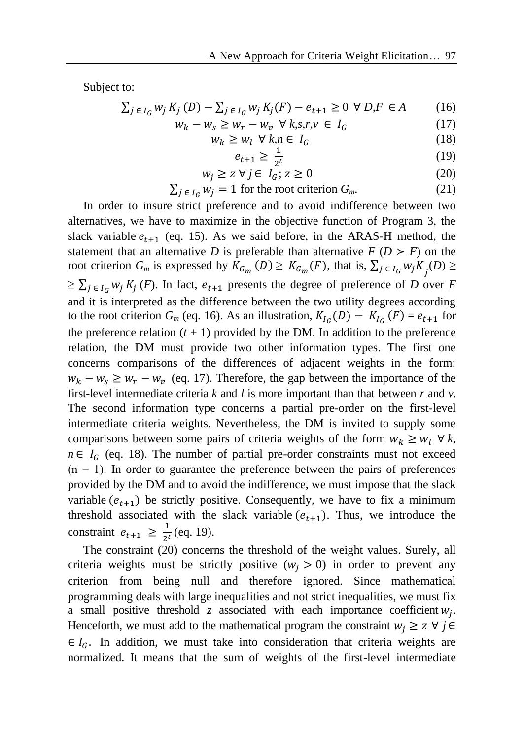Subject to:

$$\sum_{j \in I_G} w_j K_j(D) - \sum_{j \in I_G} w_j K_j(F) - e_{t+1} \geq 0 \;\; \forall\, D,F \in A \tag{16}$$

$$w_k - w_s \geq w_r - w_v \;\; \forall\, k,s,r,v \in I_G \tag{17}$$

$$w_k \geq w_l \;\; \forall\, k,n \in I_G \tag{18}$$

$$e_{t+1} \geq \frac{1}{2^t} \tag{19}$$

$$w_j \geq z \; \forall\, j \in I_G;\, z \geq 0 \tag{20}$$

$$\sum_{j \in I_G} w_j = 1 \text{ for the root criterion } G_m. \tag{21}$$

In order to insure strict preference and to avoid indifference between two alternatives, we have to maximize in the objective function of Program 3, the slack variable $e_{t+1}$ (eq. 15). As we said before, in the ARAS-H method, the statement that an alternative $D$ is preferable than alternative $F$ ($D \succ F$) on the root criterion $G_m$ is expressed by $K_{G_m}(D) \geq K_{G_m}(F)$, that is, $\sum_{j \in I_G} w_j K_j(D) \geq$ $\geq \sum_{j \in I_G} w_j K_j(F)$. In fact, $e_{t+1}$ presents the degree of preference of $D$ over $F$ and it is interpreted as the difference between the two utility degrees according to the root criterion $G_m$ (eq. 16). As an illustration, $K_{I_G}(D) - K_{I_G}(F) = e_{t+1}$ for the preference relation ($t + 1$) provided by the DM. In addition to the preference relation, the DM must provide two other information types. The first one concerns comparisons of the differences of adjacent weights in the form: $w_k - w_s \geq w_r - w_v$ (eq. 17). Therefore, the gap between the importance of the first-level intermediate criteria $k$ and $l$ is more important than that between $r$ and $v$. The second information type concerns a partial pre-order on the first-level intermediate criteria weights. Nevertheless, the DM is invited to supply some comparisons between some pairs of criteria weights of the form $w_k \geq w_l \; \forall\, k$, $n \in I_G$ (eq. 18). The number of partial pre-order constraints must not exceed ($n - 1$). In order to guarantee the preference between the pairs of preferences provided by the DM and to avoid the indifference, we must impose that the slack variable ($e_{t+1}$) be strictly positive. Consequently, we have to fix a minimum threshold associated with the slack variable ($e_{t+1}$). Thus, we introduce the constraint $e_{t+1} \geq \frac{1}{2^t}$ (eq. 19).

The constraint (20) concerns the threshold of the weight values. Surely, all criteria weights must be strictly positive ($w_j > 0$) in order to prevent any criterion from being null and therefore ignored. Since mathematical programming deals with large inequalities and not strict inequalities, we must fix a small positive threshold $z$ associated with each importance coefficient $w_j$. Henceforth, we must add to the mathematical program the constraint $w_j \geq z \; \forall\, j \in$ $\in I_G$. In addition, we must take into consideration that criteria weights are normalized. It means that the sum of weights of the first-level intermediate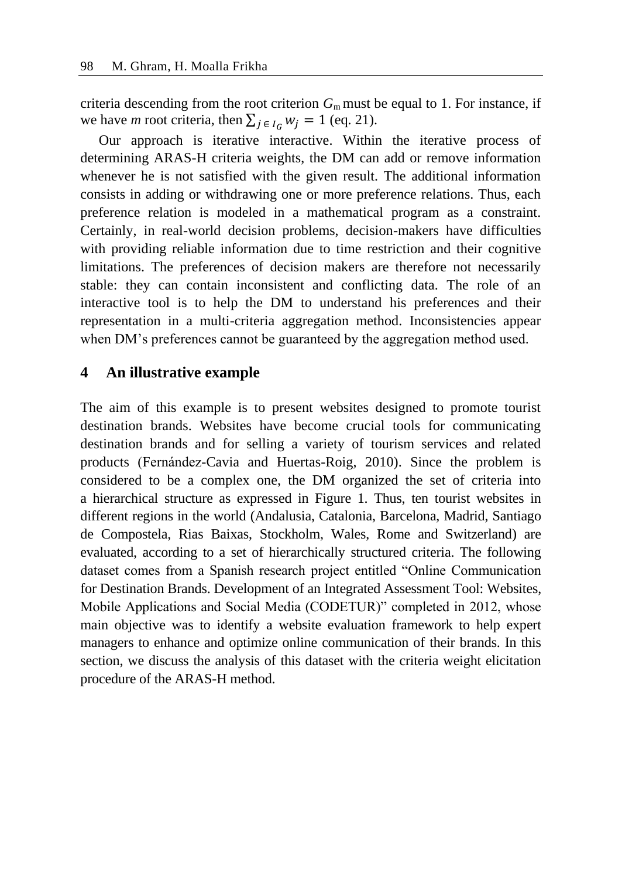criteria descending from the root criterion $G_m$ must be equal to 1. For instance, if we have *m* root criteria, then $\sum_{j \in I_G} w_j = 1$ (eq. 21).

Our approach is iterative interactive. Within the iterative process of determining ARAS-H criteria weights, the DM can add or remove information whenever he is not satisfied with the given result. The additional information consists in adding or withdrawing one or more preference relations. Thus, each preference relation is modeled in a mathematical program as a constraint. Certainly, in real-world decision problems, decision-makers have difficulties with providing reliable information due to time restriction and their cognitive limitations. The preferences of decision makers are therefore not necessarily stable: they can contain inconsistent and conflicting data. The role of an interactive tool is to help the DM to understand his preferences and their representation in a multi-criteria aggregation method. Inconsistencies appear when DM's preferences cannot be guaranteed by the aggregation method used.

## 4 An illustrative example

The aim of this example is to present websites designed to promote tourist destination brands. Websites have become crucial tools for communicating destination brands and for selling a variety of tourism services and related products (Fernández-Cavia and Huertas-Roig, 2010). Since the problem is considered to be a complex one, the DM organized the set of criteria into a hierarchical structure as expressed in Figure 1. Thus, ten tourist websites in different regions in the world (Andalusia, Catalonia, Barcelona, Madrid, Santiago de Compostela, Rias Baixas, Stockholm, Wales, Rome and Switzerland) are evaluated, according to a set of hierarchically structured criteria. The following dataset comes from a Spanish research project entitled "Online Communication for Destination Brands. Development of an Integrated Assessment Tool: Websites, Mobile Applications and Social Media (CODETUR)" completed in 2012, whose main objective was to identify a website evaluation framework to help expert managers to enhance and optimize online communication of their brands. In this section, we discuss the analysis of this dataset with the criteria weight elicitation procedure of the ARAS-H method.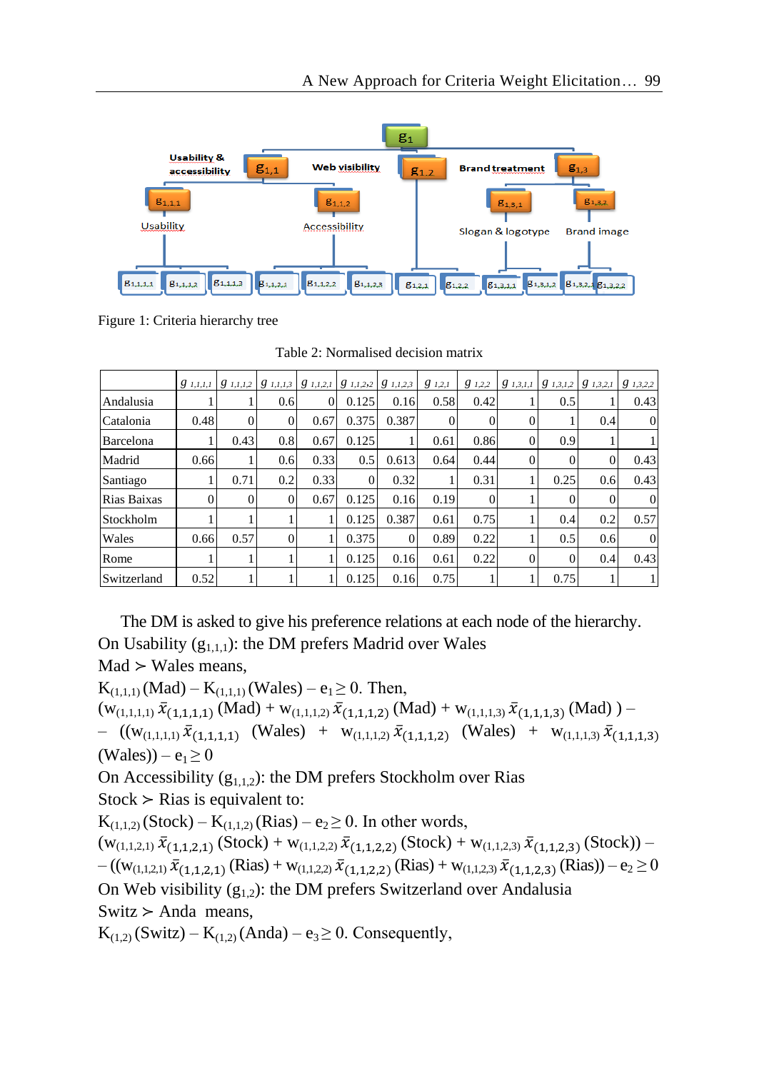Figure 1: Criteria hierarchy tree

Table 2: Normalised decision matrix

| | $g_{1,1,1,1}$ | $g_{1,1,1,2}$ | $g_{1,1,1,3}$ | $g_{1,1,2,1}$ | $g_{1,1,2,2}$ | $g_{1,1,2,3}$ | $g_{1,2,1}$ | $g_{1,2,2}$ | $g_{1,3,1,1}$ | $g_{1,3,1,2}$ | $g_{1,3,2,1}$ | $g_{1,3,2,2}$ |
|---|---|---|---|---|---|---|---|---|---|---|---|---|
| Andalusia | 1 | 1 | 0.6 | 0 | 0.125 | 0.16 | 0.58 | 0.42 | 1 | 0.5 | 1 | 0.43 |
| Catalonia | 0.48 | 0 | 0 | 0.67 | 0.375 | 0.387 | 0 | 0 | 0 | 1 | 0.4 | 0 |
| Barcelona | 1 | 0.43 | 0.8 | 0.67 | 0.125 | 1 | 0.61 | 0.86 | 0 | 0.9 | 1 | 1 |
| Madrid | 0.66 | 1 | 0.6 | 0.33 | 0.5 | 0.613 | 0.64 | 0.44 | 0 | 0 | 0 | 0.43 |
| Santiago | 1 | 0.71 | 0.2 | 0.33 | 0 | 0.32 | 1 | 0.31 | 1 | 0.25 | 0.6 | 0.43 |
| Rias Baixas | 0 | 0 | 0 | 0.67 | 0.125 | 0.16 | 0.19 | 0 | 1 | 0 | 0 | 0 |
| Stockholm | 1 | 1 | 1 | 1 | 0.125 | 0.387 | 0.61 | 0.75 | 1 | 0.4 | 0.2 | 0.57 |
| Wales | 0.66 | 0.57 | 0 | 1 | 0.375 | 0 | 0.89 | 0.22 | 1 | 0.5 | 0.6 | 0 |
| Rome | 1 | 1 | 1 | 1 | 0.125 | 0.16 | 0.61 | 0.22 | 0 | 0 | 0.4 | 0.43 |
| Switzerland | 0.52 | 1 | 1 | 1 | 0.125 | 0.16 | 0.75 | 1 | 1 | 0.75 | 1 | 1 |

The DM is asked to give his preference relations at each node of the hierarchy. On Usability ($g_{1,1,1}$): the DM prefers Madrid over Wales

Mad $\succ$ Wales means,

$K_{(1,1,1)}$ (Mad) – $K_{(1,1,1)}$ (Wales) – $e_1 \geq 0$. Then,

$(w_{(1,1,1,1)}\, \bar{x}_{(1,1,1,1)}$ (Mad) + $w_{(1,1,1,2)}\, \bar{x}_{(1,1,1,2)}$ (Mad) + $w_{(1,1,1,3)}\, \bar{x}_{(1,1,1,3)}$ (Mad) ) –

– $((w_{(1,1,1,1)}\, \bar{x}_{(1,1,1,1)}$ (Wales) + $w_{(1,1,1,2)}\, \bar{x}_{(1,1,1,2)}$ (Wales) + $w_{(1,1,1,3)}\, \bar{x}_{(1,1,1,3)}$ (Wales)) – $e_1 \geq 0$

On Accessibility ($g_{1,1,2}$): the DM prefers Stockholm over Rias

Stock $\succ$ Rias is equivalent to:

$K_{(1,1,2)}$ (Stock) – $K_{(1,1,2)}$ (Rias) – $e_2 \geq 0$. In other words,

$(w_{(1,1,2,1)}\, \bar{x}_{(1,1,2,1)}$ (Stock) + $w_{(1,1,2,2)}\, \bar{x}_{(1,1,2,2)}$ (Stock) + $w_{(1,1,2,3)}\, \bar{x}_{(1,1,2,3)}$ (Stock)) –

– $((w_{(1,1,2,1)}\, \bar{x}_{(1,1,2,1)}$ (Rias) + $w_{(1,1,2,2)}\, \bar{x}_{(1,1,2,2)}$ (Rias) + $w_{(1,1,2,3)}\, \bar{x}_{(1,1,2,3)}$ (Rias)) – $e_2 \geq 0$

On Web visibility ($g_{1,2}$): the DM prefers Switzerland over Andalusia

Switz $\succ$ Anda means,

$K_{(1,2)}$ (Switz) – $K_{(1,2)}$ (Anda) – $e_3 \geq 0$. Consequently,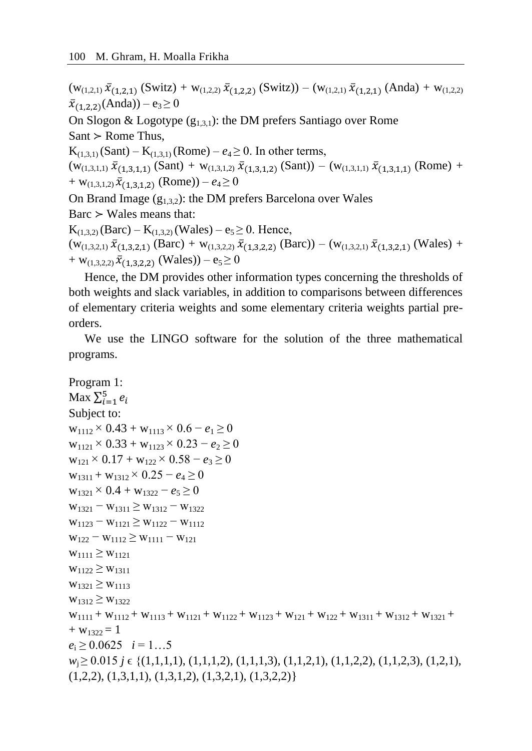$(w_{(1,2,1)}\,\bar{x}_{(1,2,1)}$ (Switz) + $w_{(1,2,2)}\,\bar{x}_{(1,2,2)}$ (Switz)) – ($w_{(1,2,1)}\,\bar{x}_{(1,2,1)}$ (Anda) + $w_{(1,2,2)}$ $\bar{x}_{(1,2,2)}$(Anda)) – $e_3 \geq 0$

On Slogon & Logotype ($g_{1,3,1}$): the DM prefers Santiago over Rome

Sant ≻ Rome Thus,

$K_{(1,3,1)}$ (Sant) – $K_{(1,3,1)}$ (Rome) – $e_4 \geq 0$. In other terms,

($w_{(1,3,1,1)}\,\bar{x}_{(1,3,1,1)}$ (Sant) + $w_{(1,3,1,2)}\,\bar{x}_{(1,3,1,2)}$ (Sant)) – ($w_{(1,3,1,1)}\,\bar{x}_{(1,3,1,1)}$ (Rome) + + $w_{(1,3,1,2)}\,\bar{x}_{(1,3,1,2)}$ (Rome)) – $e_4 \geq 0$

On Brand Image ($g_{1,3,2}$): the DM prefers Barcelona over Wales

Barc ≻ Wales means that:

$K_{(1,3,2)}$ (Barc) – $K_{(1,3,2)}$ (Wales) – $e_5 \geq 0$. Hence,

($w_{(1,3,2,1)}\,\bar{x}_{(1,3,2,1)}$ (Barc) + $w_{(1,3,2,2)}\,\bar{x}_{(1,3,2,2)}$ (Barc)) – ($w_{(1,3,2,1)}\,\bar{x}_{(1,3,2,1)}$ (Wales) + + $w_{(1,3,2,2)}\,\bar{x}_{(1,3,2,2)}$ (Wales)) – $e_5 \geq 0$

Hence, the DM provides other information types concerning the thresholds of both weights and slack variables, in addition to comparisons between differences of elementary criteria weights and some elementary criteria weights partial pre-orders.

We use the LINGO software for the solution of the three mathematical programs.

Program 1:

Max $\sum_{i=1}^{5} e_i$

Subject to:

$w_{1112} \times 0.43 + w_{1113} \times 0.6 - e_1 \geq 0$

$w_{1121} \times 0.33 + w_{1123} \times 0.23 - e_2 \geq 0$

$w_{121} \times 0.17 + w_{122} \times 0.58 - e_3 \geq 0$

$w_{1311} + w_{1312} \times 0.25 - e_4 \geq 0$

$w_{1321} \times 0.4 + w_{1322} - e_5 \geq 0$

$w_{1321} - w_{1311} \geq w_{1312} - w_{1322}$

$w_{1123} - w_{1121} \geq w_{1122} - w_{1112}$

$w_{122} - w_{1112} \geq w_{1111} - w_{121}$

$w_{1111} \geq w_{1121}$

$w_{1122} \geq w_{1311}$

$w_{1321} \geq w_{1113}$

$w_{1312} \geq w_{1322}$

$w_{1111} + w_{1112} + w_{1113} + w_{1121} + w_{1122} + w_{1123} + w_{121} + w_{122} + w_{1311} + w_{1312} + w_{1321} + + w_{1322} = 1$

$e_i \geq 0.0625 \quad i = 1 \ldots 5$

$w_j \geq 0.015$ $j \in$ {(1,1,1,1), (1,1,1,2), (1,1,1,3), (1,1,2,1), (1,1,2,2), (1,1,2,3), (1,2,1), (1,2,2), (1,3,1,1), (1,3,1,2), (1,3,2,1), (1,3,2,2)}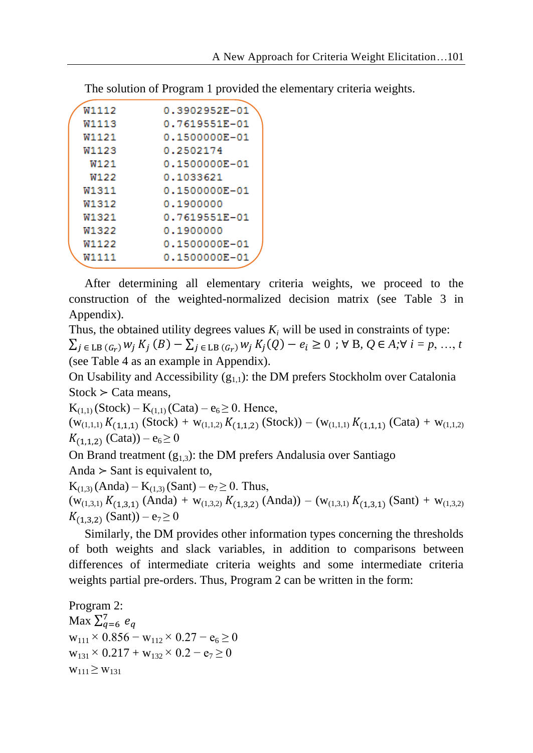The solution of Program 1 provided the elementary criteria weights.

```
W1112        0.3902952E-01
W1113        0.7619551E-01
W1121        0.1500000E-01
W1123        0.2502174
 W121        0.1500000E-01
 W122        0.1033621
W1311        0.1500000E-01
W1312        0.1900000
W1321        0.7619551E-01
W1322        0.1900000
W1122        0.1500000E-01
W1111        0.1500000E-01
```

After determining all elementary criteria weights, we proceed to the construction of the weighted-normalized decision matrix (see Table 3 in Appendix).

Thus, the obtained utility degrees values $K_i$ will be used in constraints of type: $\sum_{j \in \mathrm{LB}\,(G_r)} w_j\, K_j\,(B) - \sum_{j \in \mathrm{LB}\,(G_r)} w_j\, K_j(Q) - e_i \geq 0$ ; $\forall$ B, $Q \in A$;$\forall$ $i = p, \ldots, t$ (see Table 4 as an example in Appendix).

On Usability and Accessibility ($g_{1,1}$): the DM prefers Stockholm over Catalonia

Stock ≻ Cata means,

$K_{(1,1)}$ (Stock) – $K_{(1,1)}$ (Cata) – $e_6 \geq 0$. Hence,

($w_{(1,1,1)}$ $K_{(1,1,1)}$ (Stock) + $w_{(1,1,2)}$ $K_{(1,1,2)}$ (Stock)) – ($w_{(1,1,1)}$ $K_{(1,1,1)}$ (Cata) + $w_{(1,1,2)}$ $K_{(1,1,2)}$ (Cata)) – $e_6 \geq 0$

On Brand treatment ($g_{1,3}$): the DM prefers Andalusia over Santiago

Anda ≻ Sant is equivalent to,

$K_{(1,3)}$ (Anda) – $K_{(1,3)}$ (Sant) – $e_7 \geq 0$. Thus,

($w_{(1,3,1)}$ $K_{(1,3,1)}$ (Anda) + $w_{(1,3,2)}$ $K_{(1,3,2)}$ (Anda)) – ($w_{(1,3,1)}$ $K_{(1,3,1)}$ (Sant) + $w_{(1,3,2)}$ $K_{(1,3,2)}$ (Sant)) – $e_7 \geq 0$

Similarly, the DM provides other information types concerning the thresholds of both weights and slack variables, in addition to comparisons between differences of intermediate criteria weights and some intermediate criteria weights partial pre-orders. Thus, Program 2 can be written in the form:

Program 2:

Max $\sum_{q=6}^{7} e_q$

$w_{111} \times 0.856 - w_{112} \times 0.27 - e_6 \geq 0$

$w_{131} \times 0.217 + w_{132} \times 0.2 - e_7 \geq 0$

$w_{111} \geq w_{131}$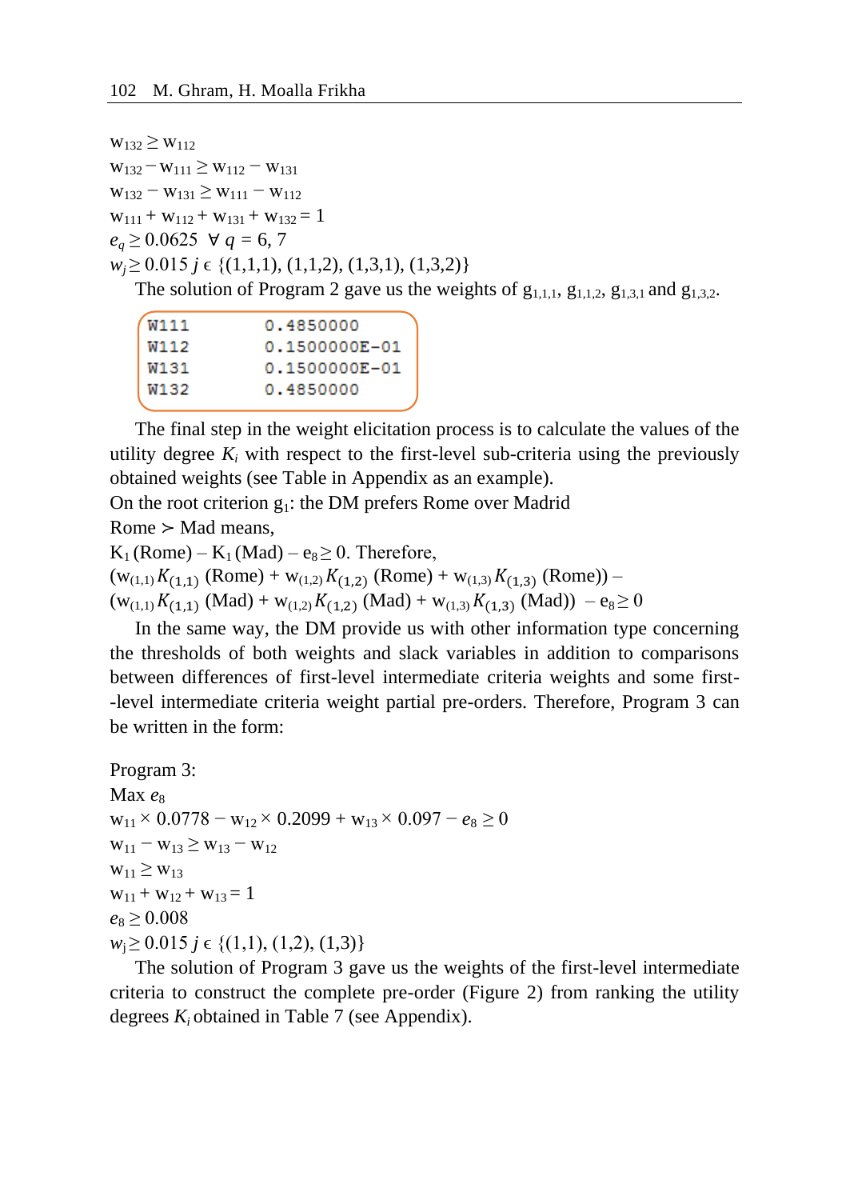$w_{132} \geq w_{112}$

$w_{132} - w_{111} \geq w_{112} - w_{131}$

$w_{132} - w_{131} \geq w_{111} - w_{112}$

$w_{111} + w_{112} + w_{131} + w_{132} = 1$

$e_q \geq 0.0625 \quad \forall\ q = 6, 7$

$w_j \geq 0.015\ j \in \{(1,1,1), (1,1,2), (1,3,1), (1,3,2)\}$

The solution of Program 2 gave us the weights of $g_{1,1,1}$, $g_{1,1,2}$, $g_{1,3,1}$ and $g_{1,3,2}$.

```
W111        0.4850000
W112        0.1500000E-01
W131        0.1500000E-01
W132        0.4850000
```

The final step in the weight elicitation process is to calculate the values of the utility degree $K_i$ with respect to the first-level sub-criteria using the previously obtained weights (see Table in Appendix as an example).

On the root criterion $g_1$: the DM prefers Rome over Madrid

Rome $\succ$ Mad means,

$K_1\,(\text{Rome}) - K_1\,(\text{Mad}) - e_8 \geq 0$. Therefore,

$(w_{(1,1)} K_{(1,1)}\ (\text{Rome}) + w_{(1,2)} K_{(1,2)}\ (\text{Rome}) + w_{(1,3)} K_{(1,3)}\ (\text{Rome})) -$
$(w_{(1,1)} K_{(1,1)}\ (\text{Mad}) + w_{(1,2)} K_{(1,2)}\ (\text{Mad}) + w_{(1,3)} K_{(1,3)}\ (\text{Mad})) \ - e_8 \geq 0$

In the same way, the DM provide us with other information type concerning the thresholds of both weights and slack variables in addition to comparisons between differences of first-level intermediate criteria weights and some first--level intermediate criteria weight partial pre-orders. Therefore, Program 3 can be written in the form:

Program 3:

Max $e_8$

$w_{11} \times 0.0778 - w_{12} \times 0.2099 + w_{13} \times 0.097 - e_8 \geq 0$

$w_{11} - w_{13} \geq w_{13} - w_{12}$

$w_{11} \geq w_{13}$

$w_{11} + w_{12} + w_{13} = 1$

$e_8 \geq 0.008$

$w_j \geq 0.015\ j \in \{(1,1), (1,2), (1,3)\}$

The solution of Program 3 gave us the weights of the first-level intermediate criteria to construct the complete pre-order (Figure 2) from ranking the utility degrees $K_i$ obtained in Table 7 (see Appendix).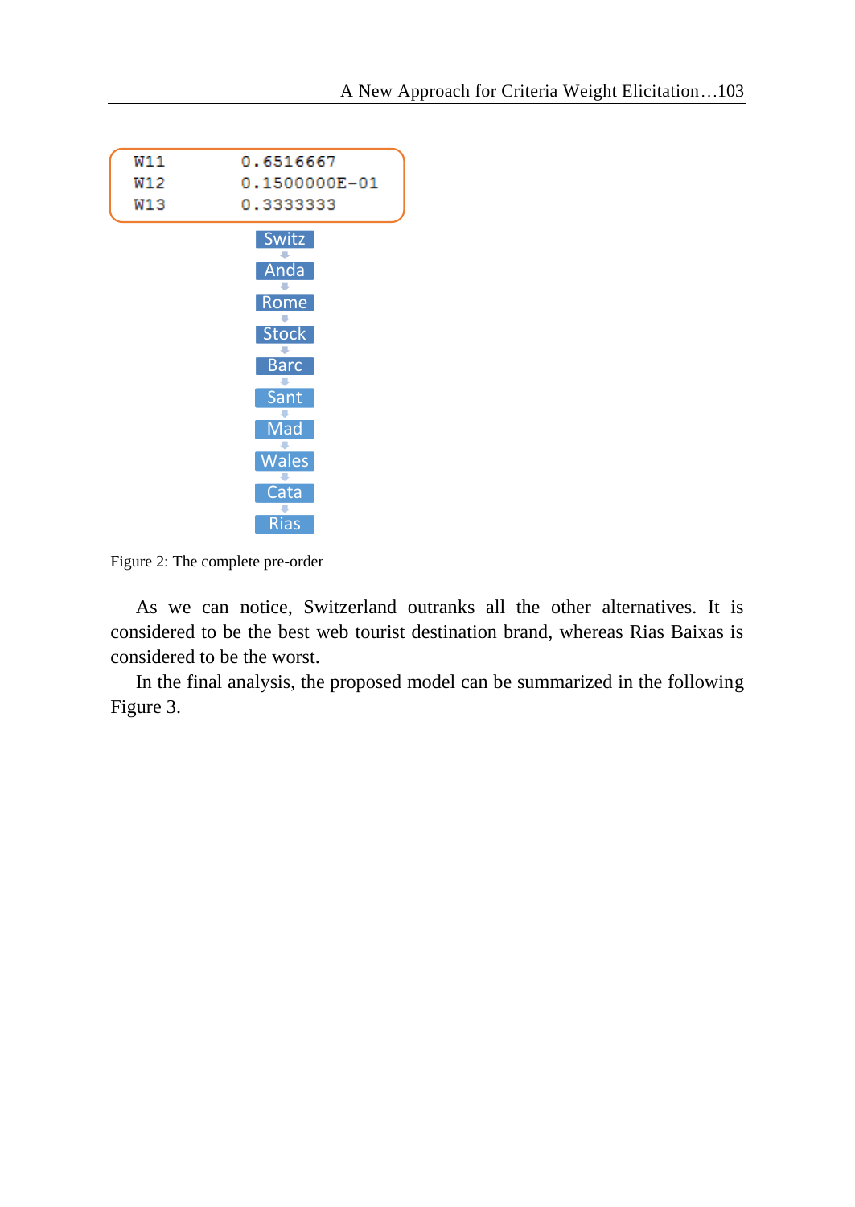```
W11          0.6516667
W12          0.1500000E-01
W13          0.3333333
```

Switz → Anda → Rome → Stock → Barc → Sant → Mad → Wales → Cata → Rias

Figure 2: The complete pre-order

As we can notice, Switzerland outranks all the other alternatives. It is considered to be the best web tourist destination brand, whereas Rias Baixas is considered to be the worst.

In the final analysis, the proposed model can be summarized in the following Figure 3.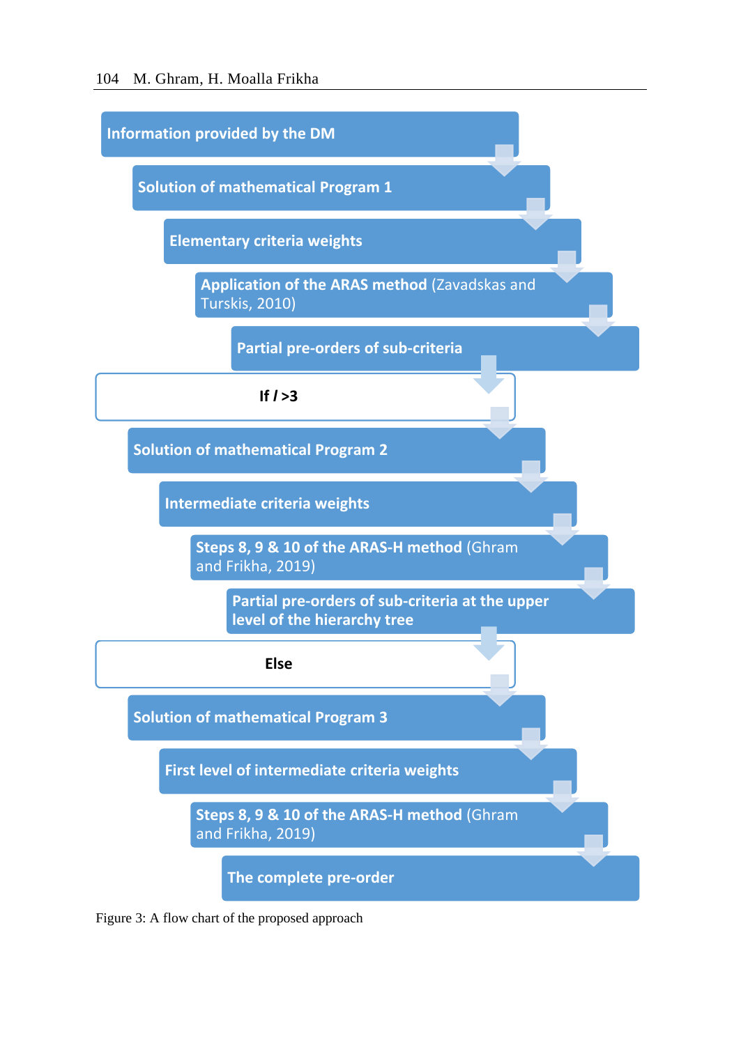Information provided by the DM

Solution of mathematical Program 1

Elementary criteria weights

**Application of the ARAS method** (Zavadskas and Turskis, 2010)

Partial pre-orders of sub-criteria

**If *l* >3**

Solution of mathematical Program 2

Intermediate criteria weights

**Steps 8, 9 & 10 of the ARAS-H method** (Ghram and Frikha, 2019)

Partial pre-orders of sub-criteria at the upper level of the hierarchy tree

**Else**

Solution of mathematical Program 3

First level of intermediate criteria weights

**Steps 8, 9 & 10 of the ARAS-H method** (Ghram and Frikha, 2019)

The complete pre-order

Figure 3: A flow chart of the proposed approach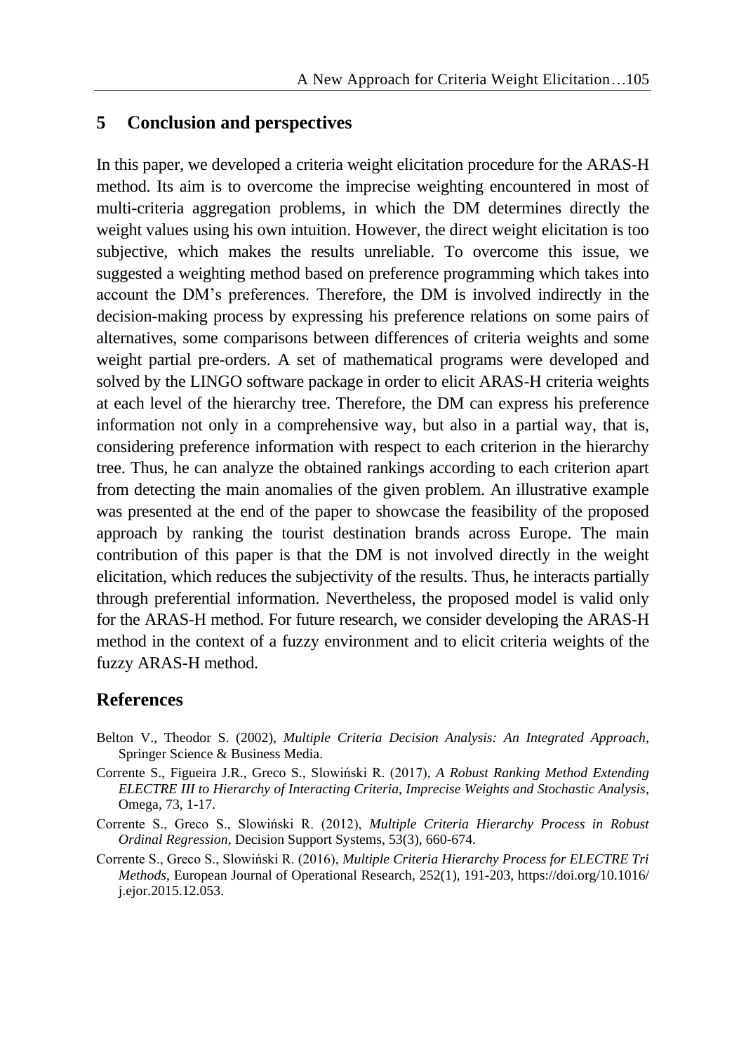## 5 Conclusion and perspectives

In this paper, we developed a criteria weight elicitation procedure for the ARAS-H method. Its aim is to overcome the imprecise weighting encountered in most of multi-criteria aggregation problems, in which the DM determines directly the weight values using his own intuition. However, the direct weight elicitation is too subjective, which makes the results unreliable. To overcome this issue, we suggested a weighting method based on preference programming which takes into account the DM's preferences. Therefore, the DM is involved indirectly in the decision-making process by expressing his preference relations on some pairs of alternatives, some comparisons between differences of criteria weights and some weight partial pre-orders. A set of mathematical programs were developed and solved by the LINGO software package in order to elicit ARAS-H criteria weights at each level of the hierarchy tree. Therefore, the DM can express his preference information not only in a comprehensive way, but also in a partial way, that is, considering preference information with respect to each criterion in the hierarchy tree. Thus, he can analyze the obtained rankings according to each criterion apart from detecting the main anomalies of the given problem. An illustrative example was presented at the end of the paper to showcase the feasibility of the proposed approach by ranking the tourist destination brands across Europe. The main contribution of this paper is that the DM is not involved directly in the weight elicitation, which reduces the subjectivity of the results. Thus, he interacts partially through preferential information. Nevertheless, the proposed model is valid only for the ARAS-H method. For future research, we consider developing the ARAS-H method in the context of a fuzzy environment and to elicit criteria weights of the fuzzy ARAS-H method.

## References

Belton V., Theodor S. (2002), *Multiple Criteria Decision Analysis: An Integrated Approach*, Springer Science & Business Media.

Corrente S., Figueira J.R., Greco S., Słowiński R. (2017), *A Robust Ranking Method Extending ELECTRE III to Hierarchy of Interacting Criteria, Imprecise Weights and Stochastic Analysis*, Omega, 73, 1-17.

Corrente S., Greco S., Słowiński R. (2012), *Multiple Criteria Hierarchy Process in Robust Ordinal Regression*, Decision Support Systems, 53(3), 660-674.

Corrente S., Greco S., Słowiński R. (2016), *Multiple Criteria Hierarchy Process for ELECTRE Tri Methods*, European Journal of Operational Research, 252(1), 191-203, https://doi.org/10.1016/j.ejor.2015.12.053.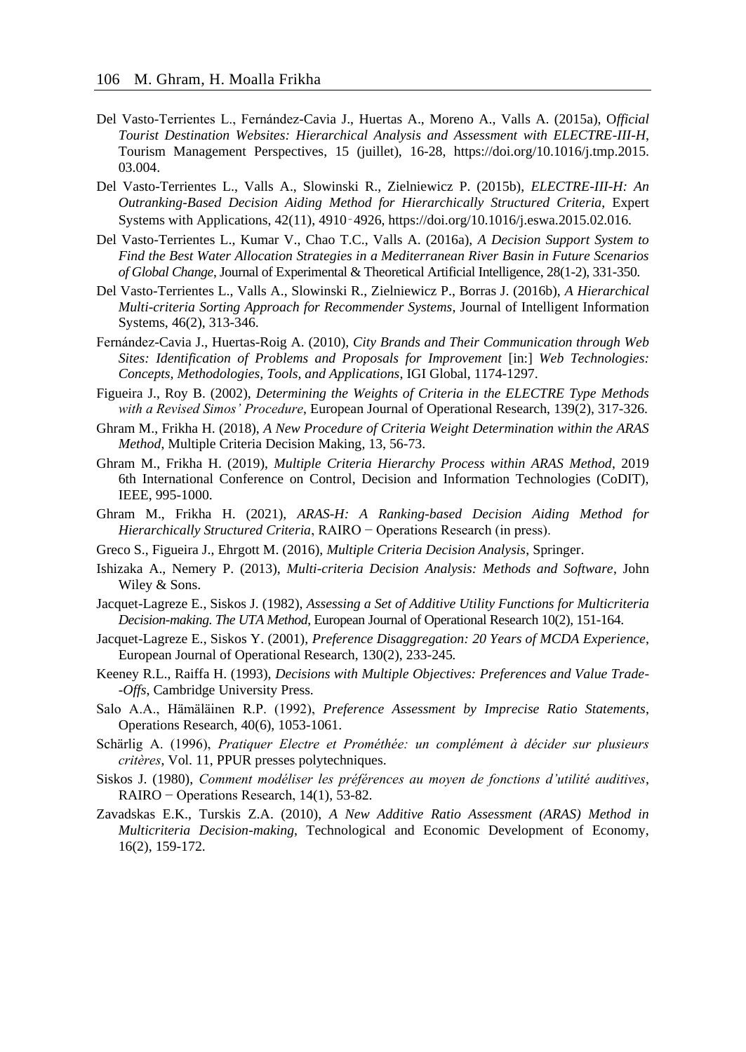Del Vasto-Terrientes L., Fernández-Cavia J., Huertas A., Moreno A., Valls A. (2015a), *Official Tourist Destination Websites: Hierarchical Analysis and Assessment with ELECTRE-III-H*, Tourism Management Perspectives, 15 (juillet), 16-28, https://doi.org/10.1016/j.tmp.2015.03.004.

Del Vasto-Terrientes L., Valls A., Slowinski R., Zielniewicz P. (2015b), *ELECTRE-III-H: An Outranking-Based Decision Aiding Method for Hierarchically Structured Criteria*, Expert Systems with Applications, 42(11), 4910‑4926, https://doi.org/10.1016/j.eswa.2015.02.016.

Del Vasto-Terrientes L., Kumar V., Chao T.C., Valls A. (2016a), *A Decision Support System to Find the Best Water Allocation Strategies in a Mediterranean River Basin in Future Scenarios of Global Change*, Journal of Experimental & Theoretical Artificial Intelligence, 28(1-2), 331-350.

Del Vasto-Terrientes L., Valls A., Slowinski R., Zielniewicz P., Borras J. (2016b), *A Hierarchical Multi-criteria Sorting Approach for Recommender Systems*, Journal of Intelligent Information Systems, 46(2), 313-346.

Fernández-Cavia J., Huertas-Roig A. (2010), *City Brands and Their Communication through Web Sites: Identification of Problems and Proposals for Improvement* [in:] *Web Technologies: Concepts, Methodologies, Tools, and Applications*, IGI Global, 1174-1297.

Figueira J., Roy B. (2002), *Determining the Weights of Criteria in the ELECTRE Type Methods with a Revised Simos' Procedure*, European Journal of Operational Research, 139(2), 317-326.

Ghram M., Frikha H. (2018), *A New Procedure of Criteria Weight Determination within the ARAS Method*, Multiple Criteria Decision Making, 13, 56-73.

Ghram M., Frikha H. (2019), *Multiple Criteria Hierarchy Process within ARAS Method*, 2019 6th International Conference on Control, Decision and Information Technologies (CoDIT), IEEE, 995-1000.

Ghram M., Frikha H. (2021), *ARAS-H: A Ranking-based Decision Aiding Method for Hierarchically Structured Criteria*, RAIRO − Operations Research (in press).

Greco S., Figueira J., Ehrgott M. (2016), *Multiple Criteria Decision Analysis*, Springer.

Ishizaka A., Nemery P. (2013), *Multi-criteria Decision Analysis: Methods and Software*, John Wiley & Sons.

Jacquet-Lagreze E., Siskos J. (1982), *Assessing a Set of Additive Utility Functions for Multicriteria Decision-making. The UTA Method*, European Journal of Operational Research 10(2), 151-164.

Jacquet-Lagreze E., Siskos Y. (2001), *Preference Disaggregation: 20 Years of MCDA Experience*, European Journal of Operational Research, 130(2), 233-245.

Keeney R.L., Raiffa H. (1993), *Decisions with Multiple Objectives: Preferences and Value Trade--Offs*, Cambridge University Press.

Salo A.A., Hämäläinen R.P. (1992), *Preference Assessment by Imprecise Ratio Statements*, Operations Research, 40(6), 1053-1061.

Schärlig A. (1996), *Pratiquer Electre et Prométhée: un complément à décider sur plusieurs critères*, Vol. 11, PPUR presses polytechniques.

Siskos J. (1980), *Comment modéliser les préférences au moyen de fonctions d'utilité auditives*, RAIRO − Operations Research, 14(1), 53-82.

Zavadskas E.K., Turskis Z.A. (2010), *A New Additive Ratio Assessment (ARAS) Method in Multicriteria Decision-making*, Technological and Economic Development of Economy, 16(2), 159-172.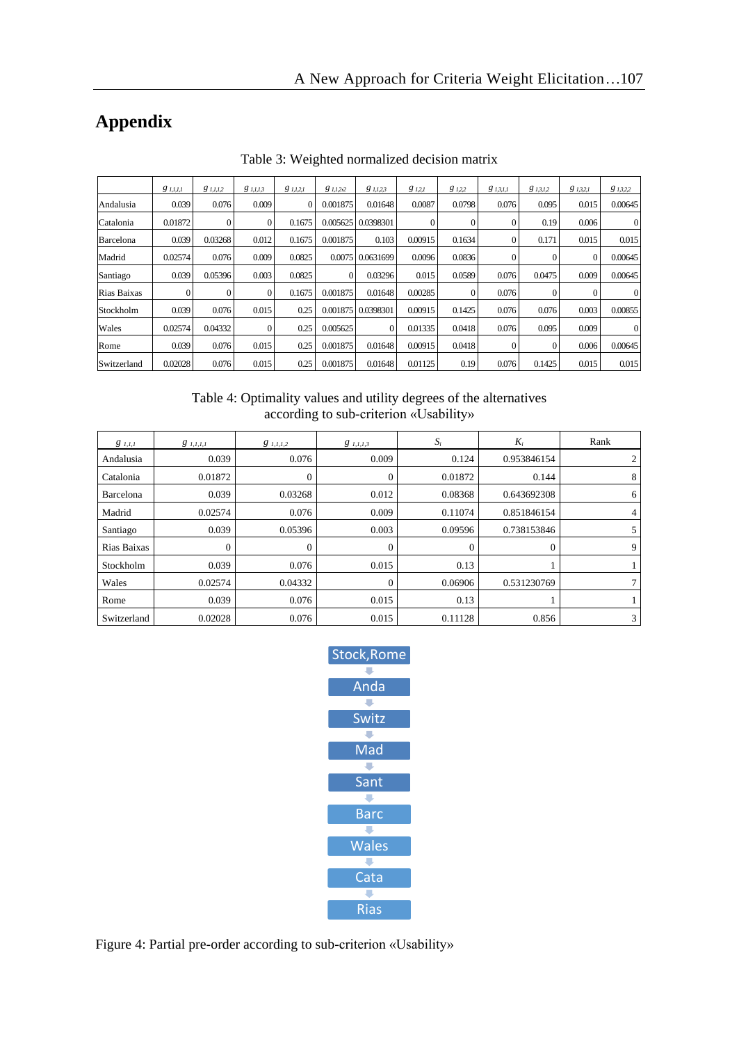# Appendix

Table 3: Weighted normalized decision matrix

| | $g_{1,1,1,1}$ | $g_{1,1,1,2}$ | $g_{1,1,1,3}$ | $g_{1,1,2,1}$ | $g_{1,1,2,2}$ | $g_{1,1,2,3}$ | $g_{1,2,1}$ | $g_{1,2,2}$ | $g_{1,3,1,1}$ | $g_{1,3,1,2}$ | $g_{1,3,2,1}$ | $g_{1,3,2,2}$ |
|---|---|---|---|---|---|---|---|---|---|---|---|---|
| Andalusia | 0.039 | 0.076 | 0.009 | 0 | 0.001875 | 0.01648 | 0.0087 | 0.0798 | 0.076 | 0.095 | 0.015 | 0.00645 |
| Catalonia | 0.01872 | 0 | 0 | 0.1675 | 0.005625 | 0.0398301 | 0 | 0 | 0 | 0.19 | 0.006 | 0 |
| Barcelona | 0.039 | 0.03268 | 0.012 | 0.1675 | 0.001875 | 0.103 | 0.00915 | 0.1634 | 0 | 0.171 | 0.015 | 0.015 |
| Madrid | 0.02574 | 0.076 | 0.009 | 0.0825 | 0.0075 | 0.0631699 | 0.0096 | 0.0836 | 0 | 0 | 0 | 0.00645 |
| Santiago | 0.039 | 0.05396 | 0.003 | 0.0825 | 0 | 0.03296 | 0.015 | 0.0589 | 0.076 | 0.0475 | 0.009 | 0.00645 |
| Rias Baixas | 0 | 0 | 0 | 0.1675 | 0.001875 | 0.01648 | 0.00285 | 0 | 0.076 | 0 | 0 | 0 |
| Stockholm | 0.039 | 0.076 | 0.015 | 0.25 | 0.001875 | 0.0398301 | 0.00915 | 0.1425 | 0.076 | 0.076 | 0.003 | 0.00855 |
| Wales | 0.02574 | 0.04332 | 0 | 0.25 | 0.005625 | 0 | 0.01335 | 0.0418 | 0.076 | 0.095 | 0.009 | 0 |
| Rome | 0.039 | 0.076 | 0.015 | 0.25 | 0.001875 | 0.01648 | 0.00915 | 0.0418 | 0 | 0 | 0.006 | 0.00645 |
| Switzerland | 0.02028 | 0.076 | 0.015 | 0.25 | 0.001875 | 0.01648 | 0.01125 | 0.19 | 0.076 | 0.1425 | 0.015 | 0.015 |

Table 4: Optimality values and utility degrees of the alternatives according to sub-criterion «Usability»

| $g_{1,1,1}$ | $g_{1,1,1,1}$ | $g_{1,1,1,2}$ | $g_{1,1,1,3}$ | $S_i$ | $K_i$ | Rank |
|---|---|---|---|---|---|---|
| Andalusia | 0.039 | 0.076 | 0.009 | 0.124 | 0.953846154 | 2 |
| Catalonia | 0.01872 | 0 | 0 | 0.01872 | 0.144 | 8 |
| Barcelona | 0.039 | 0.03268 | 0.012 | 0.08368 | 0.643692308 | 6 |
| Madrid | 0.02574 | 0.076 | 0.009 | 0.11074 | 0.851846154 | 4 |
| Santiago | 0.039 | 0.05396 | 0.003 | 0.09596 | 0.738153846 | 5 |
| Rias Baixas | 0 | 0 | 0 | 0 | 0 | 9 |
| Stockholm | 0.039 | 0.076 | 0.015 | 0.13 | 1 | 1 |
| Wales | 0.02574 | 0.04332 | 0 | 0.06906 | 0.531230769 | 7 |
| Rome | 0.039 | 0.076 | 0.015 | 0.13 | 1 | 1 |
| Switzerland | 0.02028 | 0.076 | 0.015 | 0.11128 | 0.856 | 3 |

Stock,Rome → Anda → Switz → Mad → Sant → Barc → Wales → Cata → Rias

Figure 4: Partial pre-order according to sub-criterion «Usability»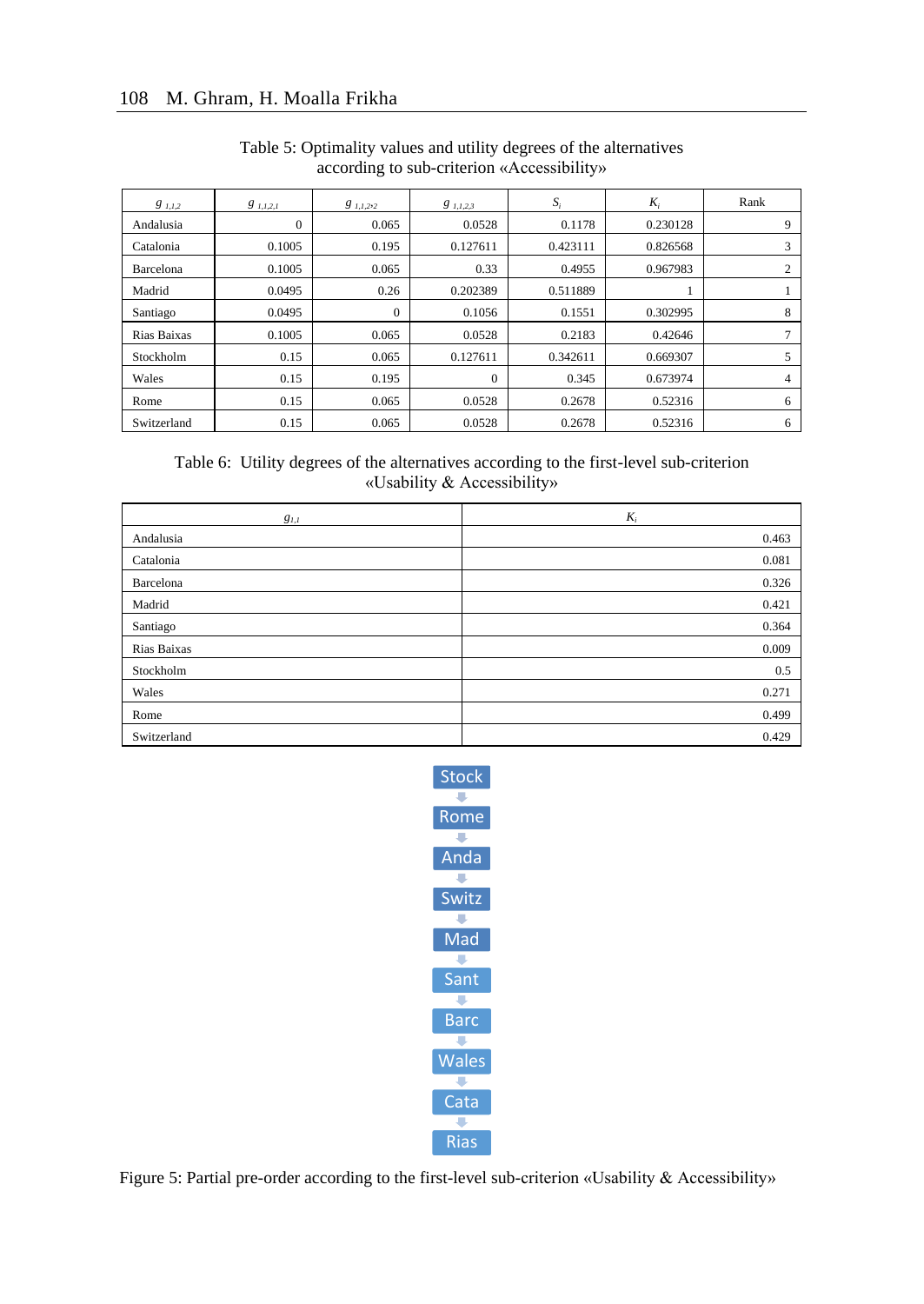Table 5: Optimality values and utility degrees of the alternatives according to sub-criterion «Accessibility»

| $g_{1,1,2}$ | $g_{1,1,2,1}$ | $g_{1,1,2,2}$ | $g_{1,1,2,3}$ | $S_i$ | $K_i$ | Rank |
|---|---|---|---|---|---|---|
| Andalusia | 0 | 0.065 | 0.0528 | 0.1178 | 0.230128 | 9 |
| Catalonia | 0.1005 | 0.195 | 0.127611 | 0.423111 | 0.826568 | 3 |
| Barcelona | 0.1005 | 0.065 | 0.33 | 0.4955 | 0.967983 | 2 |
| Madrid | 0.0495 | 0.26 | 0.202389 | 0.511889 | 1 | 1 |
| Santiago | 0.0495 | 0 | 0.1056 | 0.1551 | 0.302995 | 8 |
| Rias Baixas | 0.1005 | 0.065 | 0.0528 | 0.2183 | 0.42646 | 7 |
| Stockholm | 0.15 | 0.065 | 0.127611 | 0.342611 | 0.669307 | 5 |
| Wales | 0.15 | 0.195 | 0 | 0.345 | 0.673974 | 4 |
| Rome | 0.15 | 0.065 | 0.0528 | 0.2678 | 0.52316 | 6 |
| Switzerland | 0.15 | 0.065 | 0.0528 | 0.2678 | 0.52316 | 6 |

Table 6: Utility degrees of the alternatives according to the first-level sub-criterion «Usability & Accessibility»

| $g_{1,1}$ | $K_i$ |
|---|---|
| Andalusia | 0.463 |
| Catalonia | 0.081 |
| Barcelona | 0.326 |
| Madrid | 0.421 |
| Santiago | 0.364 |
| Rias Baixas | 0.009 |
| Stockholm | 0.5 |
| Wales | 0.271 |
| Rome | 0.499 |
| Switzerland | 0.429 |

Stock → Rome → Anda → Switz → Mad → Sant → Barc → Wales → Cata → Rias

Figure 5: Partial pre-order according to the first-level sub-criterion «Usability & Accessibility»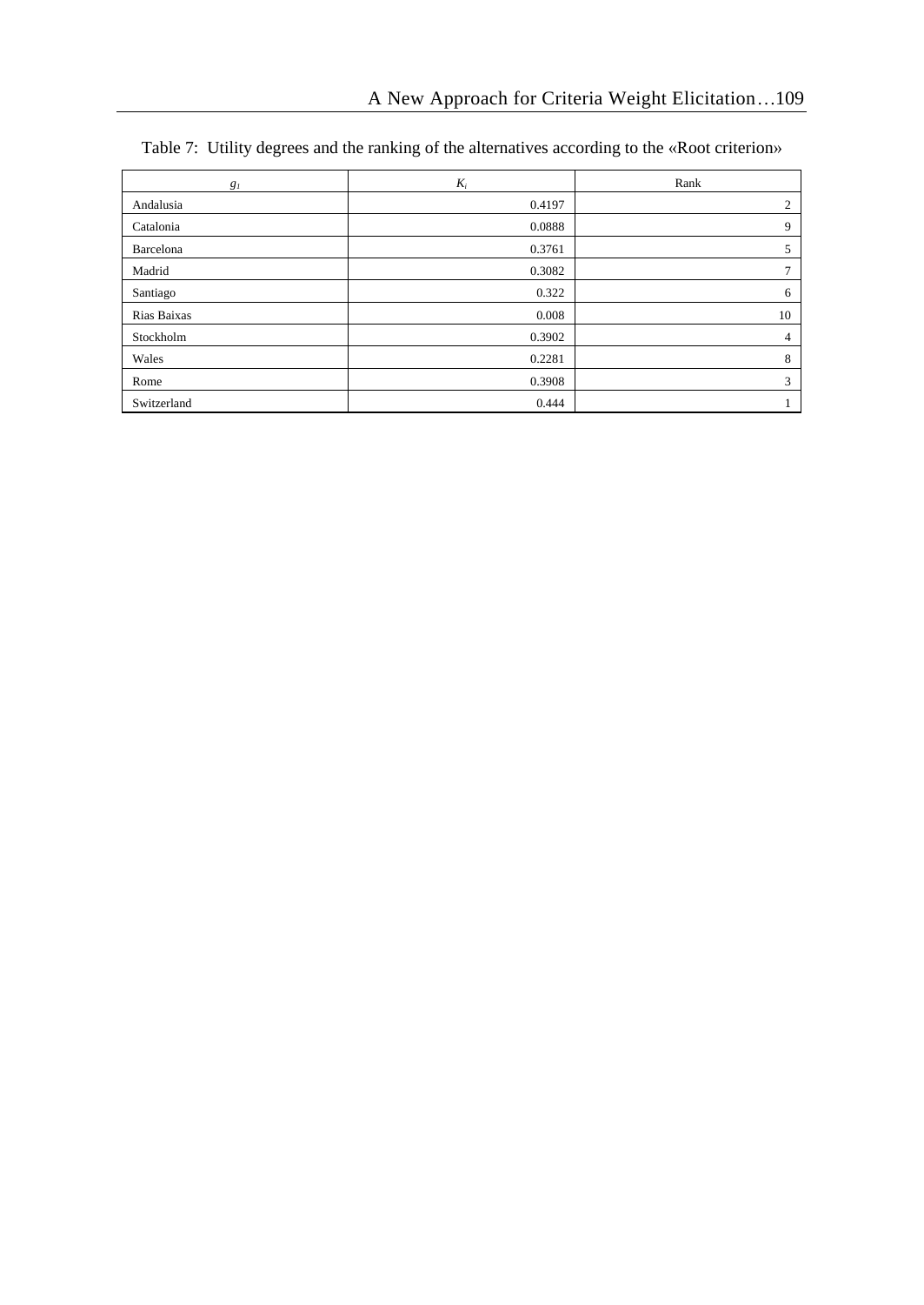Table 7: Utility degrees and the ranking of the alternatives according to the «Root criterion»

| $g_1$ | $K_i$ | Rank |
|---|---|---|
| Andalusia | 0.4197 | 2 |
| Catalonia | 0.0888 | 9 |
| Barcelona | 0.3761 | 5 |
| Madrid | 0.3082 | 7 |
| Santiago | 0.322 | 6 |
| Rias Baixas | 0.008 | 10 |
| Stockholm | 0.3902 | 4 |
| Wales | 0.2281 | 8 |
| Rome | 0.3908 | 3 |
| Switzerland | 0.444 | 1 |